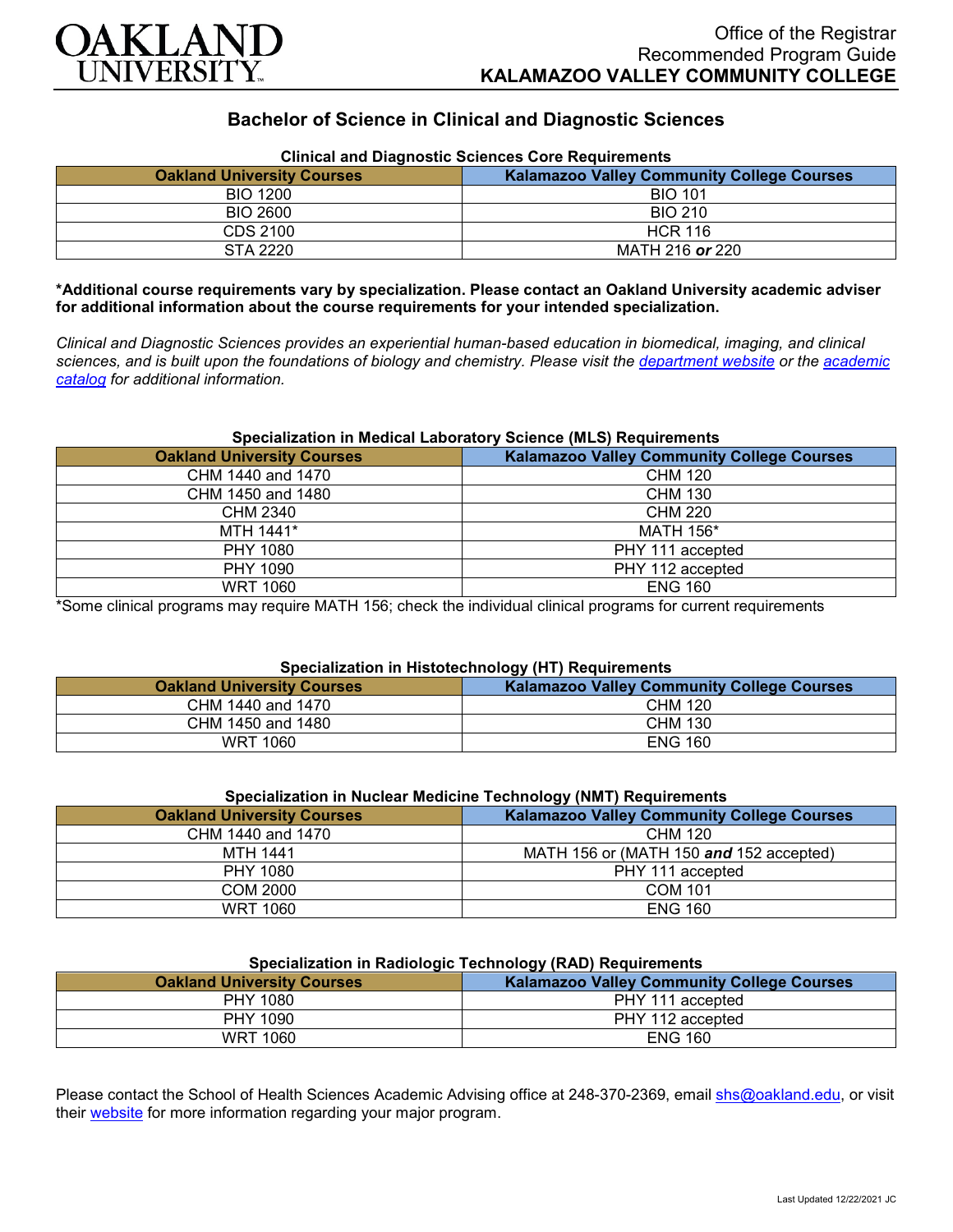# OAKLAND UNIVERSITY

Office of the Registrar
Recommended Program Guide
**KALAMAZOO VALLEY COMMUNITY COLLEGE**

## Bachelor of Science in Clinical and Diagnostic Sciences

### Clinical and Diagnostic Sciences Core Requirements

| Oakland University Courses | Kalamazoo Valley Community College Courses |
|---|---|
| BIO 1200 | BIO 101 |
| BIO 2600 | BIO 210 |
| CDS 2100 | HCR 116 |
| STA 2220 | MATH 216 ***or*** 220 |

**\*Additional course requirements vary by specialization. Please contact an Oakland University academic adviser for additional information about the course requirements for your intended specialization.**

*Clinical and Diagnostic Sciences provides an experiential human-based education in biomedical, imaging, and clinical sciences, and is built upon the foundations of biology and chemistry. Please visit the [department website]() or the [academic catalog]() for additional information.*

### Specialization in Medical Laboratory Science (MLS) Requirements

| Oakland University Courses | Kalamazoo Valley Community College Courses |
|---|---|
| CHM 1440 and 1470 | CHM 120 |
| CHM 1450 and 1480 | CHM 130 |
| CHM 2340 | CHM 220 |
| MTH 1441* | MATH 156* |
| PHY 1080 | PHY 111 accepted |
| PHY 1090 | PHY 112 accepted |
| WRT 1060 | ENG 160 |

*Some clinical programs may require MATH 156; check the individual clinical programs for current requirements

### Specialization in Histotechnology (HT) Requirements

| Oakland University Courses | Kalamazoo Valley Community College Courses |
|---|---|
| CHM 1440 and 1470 | CHM 120 |
| CHM 1450 and 1480 | CHM 130 |
| WRT 1060 | ENG 160 |

### Specialization in Nuclear Medicine Technology (NMT) Requirements

| Oakland University Courses | Kalamazoo Valley Community College Courses |
|---|---|
| CHM 1440 and 1470 | CHM 120 |
| MTH 1441 | MATH 156 or (MATH 150 ***and*** 152 accepted) |
| PHY 1080 | PHY 111 accepted |
| COM 2000 | COM 101 |
| WRT 1060 | ENG 160 |

### Specialization in Radiologic Technology (RAD) Requirements

| Oakland University Courses | Kalamazoo Valley Community College Courses |
|---|---|
| PHY 1080 | PHY 111 accepted |
| PHY 1090 | PHY 112 accepted |
| WRT 1060 | ENG 160 |

Please contact the School of Health Sciences Academic Advising office at 248-370-2369, email [shs@oakland.edu](mailto:shs@oakland.edu), or visit their [website]() for more information regarding your major program.

Last Updated 12/22/2021 JC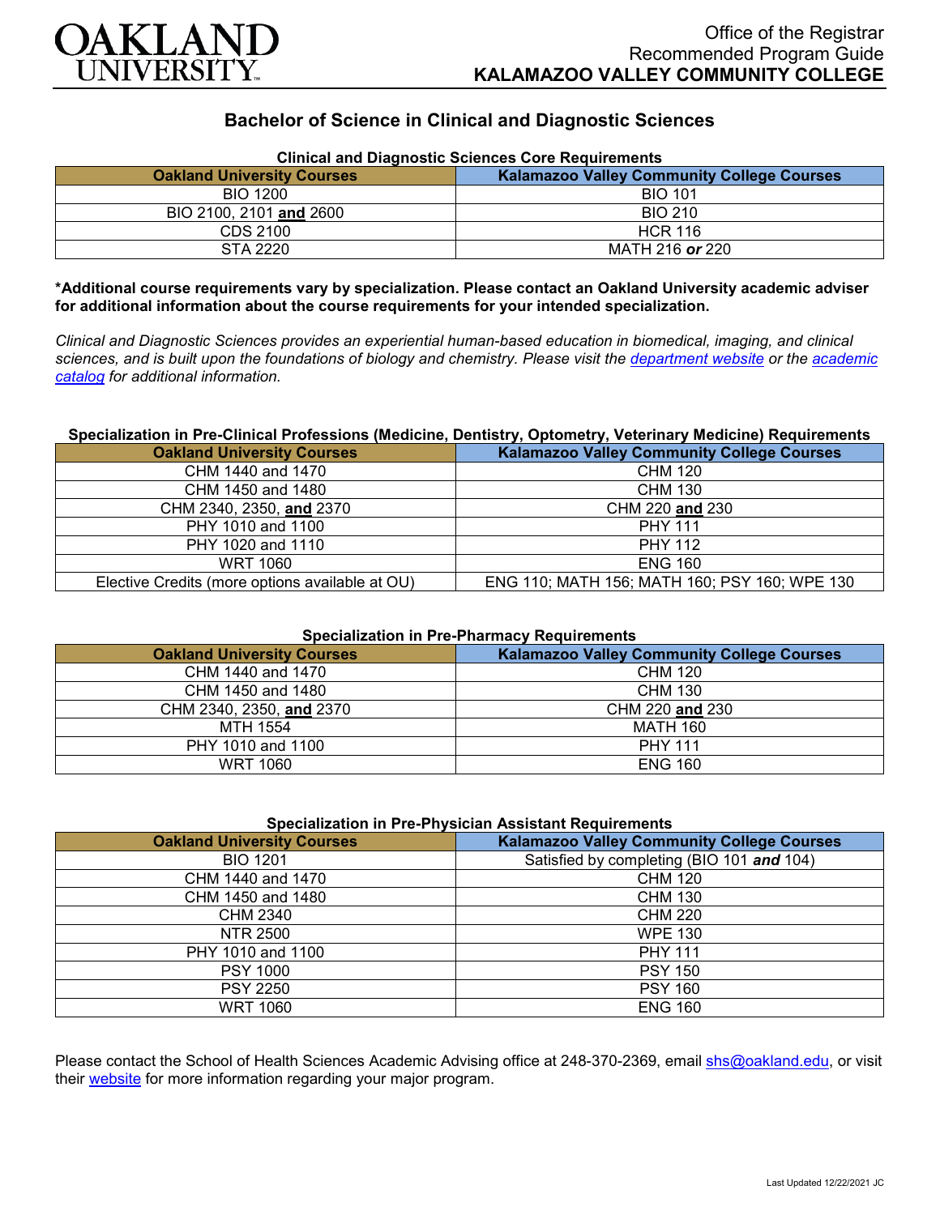# Bachelor of Science in Clinical and Diagnostic Sciences

Office of the Registrar
Recommended Program Guide
**KALAMAZOO VALLEY COMMUNITY COLLEGE**

### Clinical and Diagnostic Sciences Core Requirements

| Oakland University Courses | Kalamazoo Valley Community College Courses |
|---|---|
| BIO 1200 | BIO 101 |
| BIO 2100, 2101 **and** 2600 | BIO 210 |
| CDS 2100 | HCR 116 |
| STA 2220 | MATH 216 ***or*** 220 |

**\*Additional course requirements vary by specialization. Please contact an Oakland University academic adviser for additional information about the course requirements for your intended specialization.**

*Clinical and Diagnostic Sciences provides an experiential human-based education in biomedical, imaging, and clinical sciences, and is built upon the foundations of biology and chemistry. Please visit the [department website] or the [academic catalog] for additional information.*

### Specialization in Pre-Clinical Professions (Medicine, Dentistry, Optometry, Veterinary Medicine) Requirements

| Oakland University Courses | Kalamazoo Valley Community College Courses |
|---|---|
| CHM 1440 and 1470 | CHM 120 |
| CHM 1450 and 1480 | CHM 130 |
| CHM 2340, 2350, **and** 2370 | CHM 220 **and** 230 |
| PHY 1010 and 1100 | PHY 111 |
| PHY 1020 and 1110 | PHY 112 |
| WRT 1060 | ENG 160 |
| Elective Credits (more options available at OU) | ENG 110; MATH 156; MATH 160; PSY 160; WPE 130 |

### Specialization in Pre-Pharmacy Requirements

| Oakland University Courses | Kalamazoo Valley Community College Courses |
|---|---|
| CHM 1440 and 1470 | CHM 120 |
| CHM 1450 and 1480 | CHM 130 |
| CHM 2340, 2350, **and** 2370 | CHM 220 **and** 230 |
| MTH 1554 | MATH 160 |
| PHY 1010 and 1100 | PHY 111 |
| WRT 1060 | ENG 160 |

### Specialization in Pre-Physician Assistant Requirements

| Oakland University Courses | Kalamazoo Valley Community College Courses |
|---|---|
| BIO 1201 | Satisfied by completing (BIO 101 ***and*** 104) |
| CHM 1440 and 1470 | CHM 120 |
| CHM 1450 and 1480 | CHM 130 |
| CHM 2340 | CHM 220 |
| NTR 2500 | WPE 130 |
| PHY 1010 and 1100 | PHY 111 |
| PSY 1000 | PSY 150 |
| PSY 2250 | PSY 160 |
| WRT 1060 | ENG 160 |

Please contact the School of Health Sciences Academic Advising office at 248-370-2369, email shs@oakland.edu, or visit their [website] for more information regarding your major program.

Last Updated 12/22/2021 JC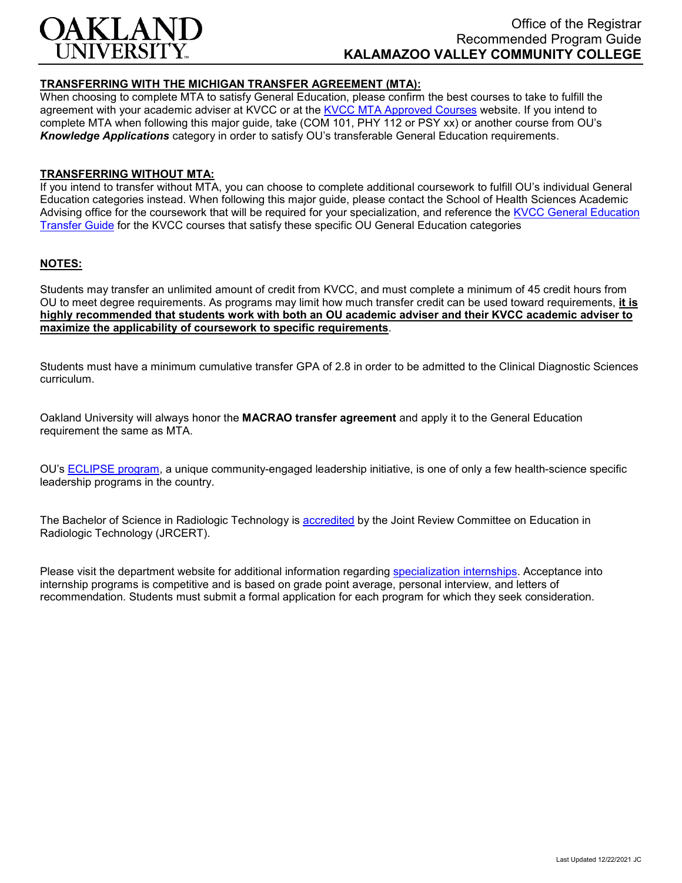**TRANSFERRING WITH THE MICHIGAN TRANSFER AGREEMENT (MTA):**

When choosing to complete MTA to satisfy General Education, please confirm the best courses to take to fulfill the agreement with your academic adviser at KVCC or at the KVCC MTA Approved Courses website. If you intend to complete MTA when following this major guide, take (COM 101, PHY 112 or PSY xx) or another course from OU's ***Knowledge Applications*** category in order to satisfy OU's transferable General Education requirements.

**TRANSFERRING WITHOUT MTA:**

If you intend to transfer without MTA, you can choose to complete additional coursework to fulfill OU's individual General Education categories instead. When following this major guide, please contact the School of Health Sciences Academic Advising office for the coursework that will be required for your specialization, and reference the KVCC General Education Transfer Guide for the KVCC courses that satisfy these specific OU General Education categories

**NOTES:**

Students may transfer an unlimited amount of credit from KVCC, and must complete a minimum of 45 credit hours from OU to meet degree requirements. As programs may limit how much transfer credit can be used toward requirements, **it is highly recommended that students work with both an OU academic adviser and their KVCC academic adviser to maximize the applicability of coursework to specific requirements**.

Students must have a minimum cumulative transfer GPA of 2.8 in order to be admitted to the Clinical Diagnostic Sciences curriculum.

Oakland University will always honor the **MACRAO transfer agreement** and apply it to the General Education requirement the same as MTA.

OU's ECLIPSE program, a unique community-engaged leadership initiative, is one of only a few health-science specific leadership programs in the country.

The Bachelor of Science in Radiologic Technology is accredited by the Joint Review Committee on Education in Radiologic Technology (JRCERT).

Please visit the department website for additional information regarding specialization internships. Acceptance into internship programs is competitive and is based on grade point average, personal interview, and letters of recommendation. Students must submit a formal application for each program for which they seek consideration.